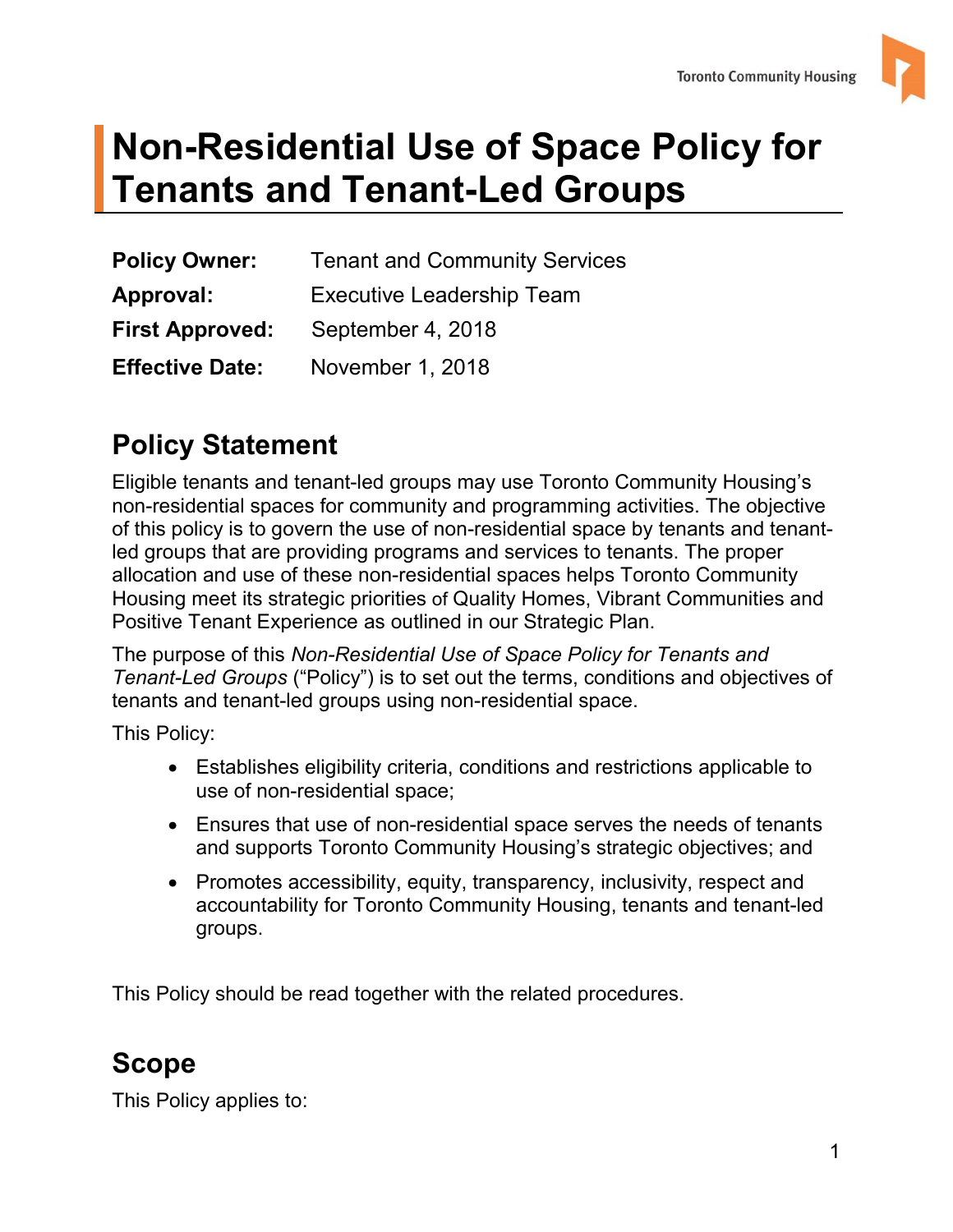# Non-Residential Use of Space Policy for Tenants and Tenant-Led Groups

| | |
|---|---|
| **Policy Owner:** | Tenant and Community Services |
| **Approval:** | Executive Leadership Team |
| **First Approved:** | September 4, 2018 |
| **Effective Date:** | November 1, 2018 |

## Policy Statement

Eligible tenants and tenant-led groups may use Toronto Community Housing's non-residential spaces for community and programming activities. The objective of this policy is to govern the use of non-residential space by tenants and tenant-led groups that are providing programs and services to tenants. The proper allocation and use of these non-residential spaces helps Toronto Community Housing meet its strategic priorities of Quality Homes, Vibrant Communities and Positive Tenant Experience as outlined in our Strategic Plan.

The purpose of this *Non-Residential Use of Space Policy for Tenants and Tenant-Led Groups* ("Policy") is to set out the terms, conditions and objectives of tenants and tenant-led groups using non-residential space.

This Policy:

- Establishes eligibility criteria, conditions and restrictions applicable to use of non-residential space;
- Ensures that use of non-residential space serves the needs of tenants and supports Toronto Community Housing's strategic objectives; and
- Promotes accessibility, equity, transparency, inclusivity, respect and accountability for Toronto Community Housing, tenants and tenant-led groups.

This Policy should be read together with the related procedures.

## Scope

This Policy applies to: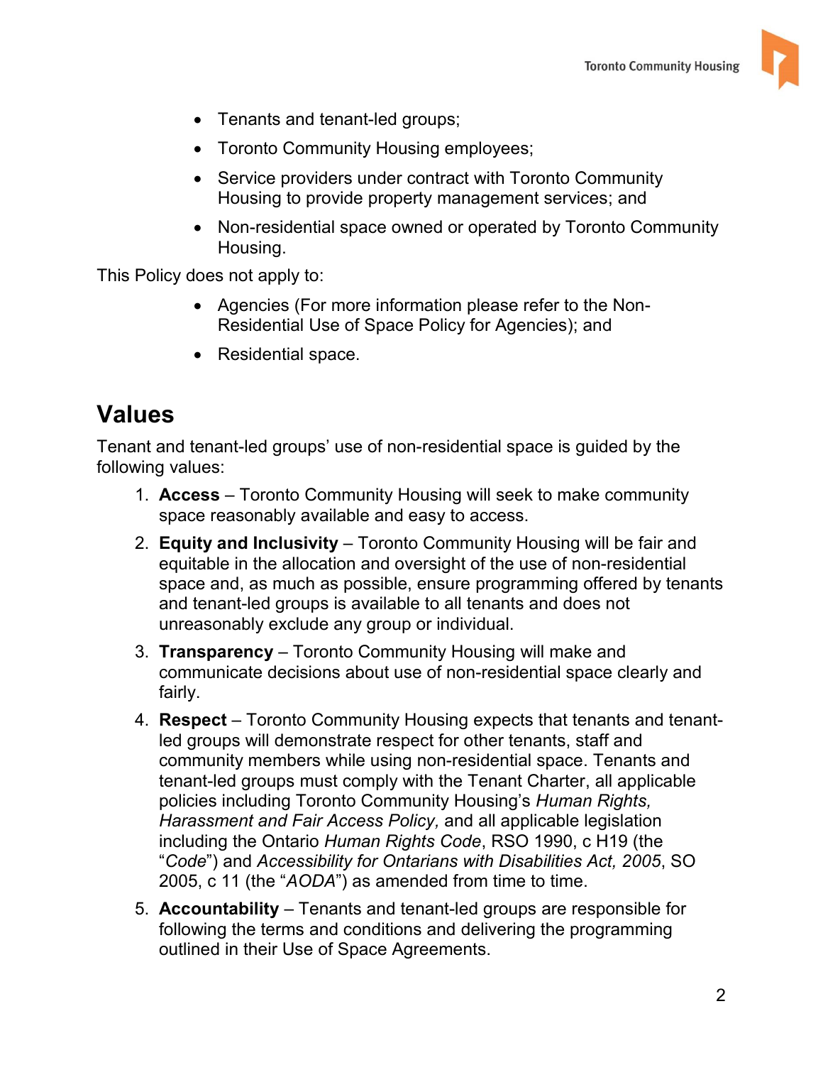- Tenants and tenant-led groups;
- Toronto Community Housing employees;
- Service providers under contract with Toronto Community Housing to provide property management services; and
- Non-residential space owned or operated by Toronto Community Housing.

This Policy does not apply to:

- Agencies (For more information please refer to the Non-Residential Use of Space Policy for Agencies); and
- Residential space.

## Values

Tenant and tenant-led groups' use of non-residential space is guided by the following values:

1. **Access** – Toronto Community Housing will seek to make community space reasonably available and easy to access.
2. **Equity and Inclusivity** – Toronto Community Housing will be fair and equitable in the allocation and oversight of the use of non-residential space and, as much as possible, ensure programming offered by tenants and tenant-led groups is available to all tenants and does not unreasonably exclude any group or individual.
3. **Transparency** – Toronto Community Housing will make and communicate decisions about use of non-residential space clearly and fairly.
4. **Respect** – Toronto Community Housing expects that tenants and tenant-led groups will demonstrate respect for other tenants, staff and community members while using non-residential space. Tenants and tenant-led groups must comply with the Tenant Charter, all applicable policies including Toronto Community Housing's *Human Rights, Harassment and Fair Access Policy,* and all applicable legislation including the Ontario *Human Rights Code*, RSO 1990, c H19 (the "*Code*") and *Accessibility for Ontarians with Disabilities Act, 2005*, SO 2005, c 11 (the "*AODA*") as amended from time to time.
5. **Accountability** – Tenants and tenant-led groups are responsible for following the terms and conditions and delivering the programming outlined in their Use of Space Agreements.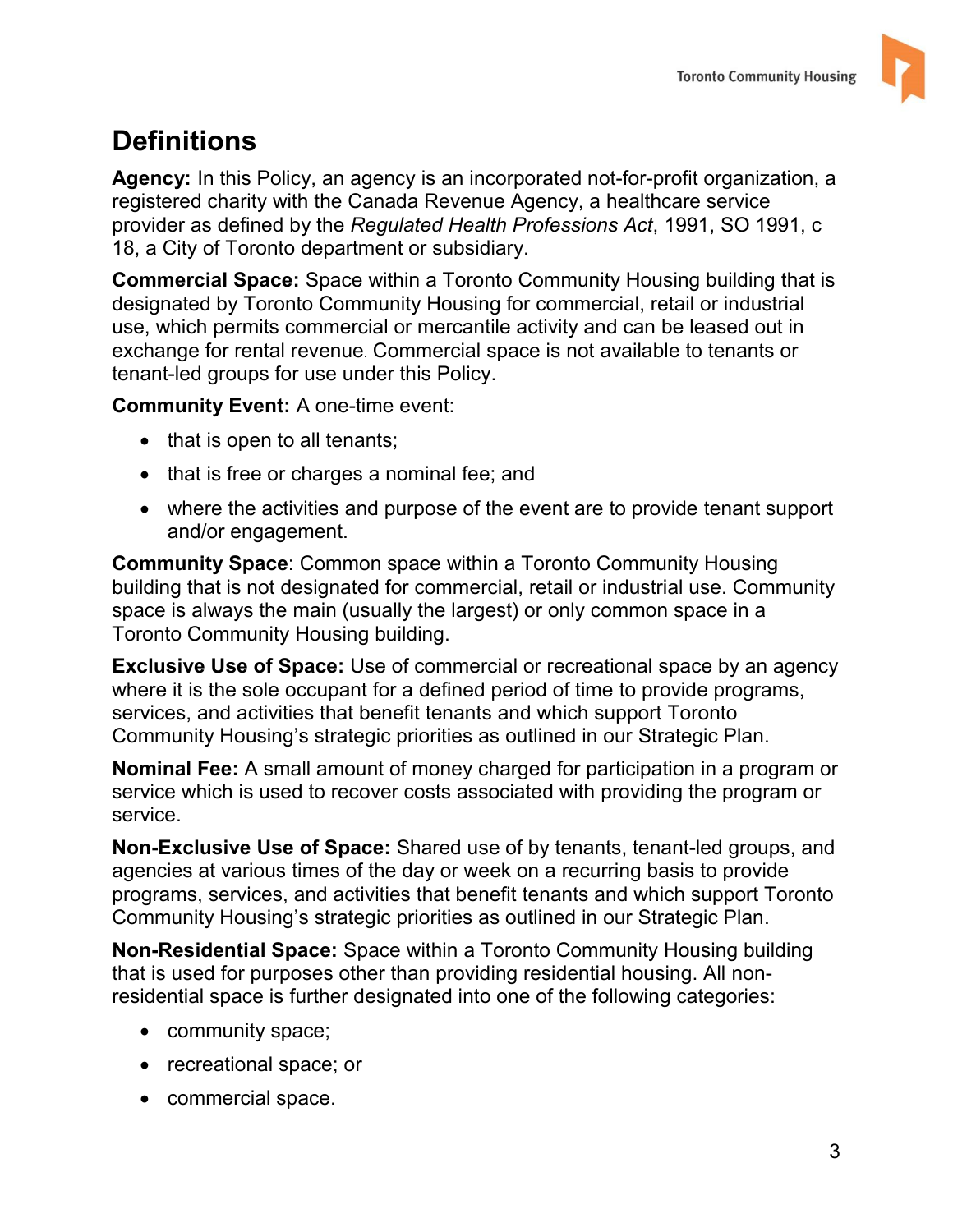## Definitions

**Agency:** In this Policy, an agency is an incorporated not-for-profit organization, a registered charity with the Canada Revenue Agency, a healthcare service provider as defined by the *Regulated Health Professions Act*, 1991, SO 1991, c 18, a City of Toronto department or subsidiary.

**Commercial Space:** Space within a Toronto Community Housing building that is designated by Toronto Community Housing for commercial, retail or industrial use, which permits commercial or mercantile activity and can be leased out in exchange for rental revenue. Commercial space is not available to tenants or tenant-led groups for use under this Policy.

**Community Event:** A one-time event:

- that is open to all tenants;
- that is free or charges a nominal fee; and
- where the activities and purpose of the event are to provide tenant support and/or engagement.

**Community Space**: Common space within a Toronto Community Housing building that is not designated for commercial, retail or industrial use. Community space is always the main (usually the largest) or only common space in a Toronto Community Housing building.

**Exclusive Use of Space:** Use of commercial or recreational space by an agency where it is the sole occupant for a defined period of time to provide programs, services, and activities that benefit tenants and which support Toronto Community Housing's strategic priorities as outlined in our Strategic Plan.

**Nominal Fee:** A small amount of money charged for participation in a program or service which is used to recover costs associated with providing the program or service.

**Non-Exclusive Use of Space:** Shared use of by tenants, tenant-led groups, and agencies at various times of the day or week on a recurring basis to provide programs, services, and activities that benefit tenants and which support Toronto Community Housing's strategic priorities as outlined in our Strategic Plan.

**Non-Residential Space:** Space within a Toronto Community Housing building that is used for purposes other than providing residential housing. All non-residential space is further designated into one of the following categories:

- community space;
- recreational space; or
- commercial space.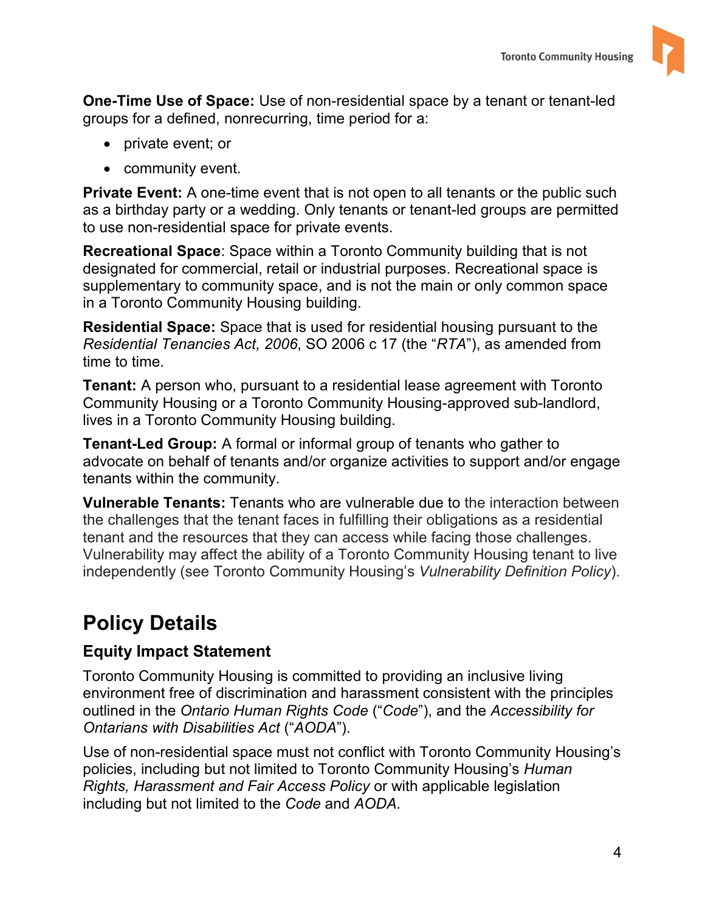**One-Time Use of Space:** Use of non-residential space by a tenant or tenant-led groups for a defined, nonrecurring, time period for a:

- private event; or
- community event.

**Private Event:** A one-time event that is not open to all tenants or the public such as a birthday party or a wedding. Only tenants or tenant-led groups are permitted to use non-residential space for private events.

**Recreational Space**: Space within a Toronto Community building that is not designated for commercial, retail or industrial purposes. Recreational space is supplementary to community space, and is not the main or only common space in a Toronto Community Housing building.

**Residential Space:** Space that is used for residential housing pursuant to the *Residential Tenancies Act, 2006*, SO 2006 c 17 (the "*RTA*"), as amended from time to time.

**Tenant:** A person who, pursuant to a residential lease agreement with Toronto Community Housing or a Toronto Community Housing-approved sub-landlord, lives in a Toronto Community Housing building.

**Tenant-Led Group:** A formal or informal group of tenants who gather to advocate on behalf of tenants and/or organize activities to support and/or engage tenants within the community.

**Vulnerable Tenants:** Tenants who are vulnerable due to the interaction between the challenges that the tenant faces in fulfilling their obligations as a residential tenant and the resources that they can access while facing those challenges. Vulnerability may affect the ability of a Toronto Community Housing tenant to live independently (see Toronto Community Housing's *Vulnerability Definition Policy*).

# Policy Details

## Equity Impact Statement

Toronto Community Housing is committed to providing an inclusive living environment free of discrimination and harassment consistent with the principles outlined in the *Ontario Human Rights Code* ("*Code*"), and the *Accessibility for Ontarians with Disabilities Act* ("*AODA*").

Use of non-residential space must not conflict with Toronto Community Housing's policies, including but not limited to Toronto Community Housing's *Human Rights, Harassment and Fair Access Policy* or with applicable legislation including but not limited to the *Code* and *AODA*.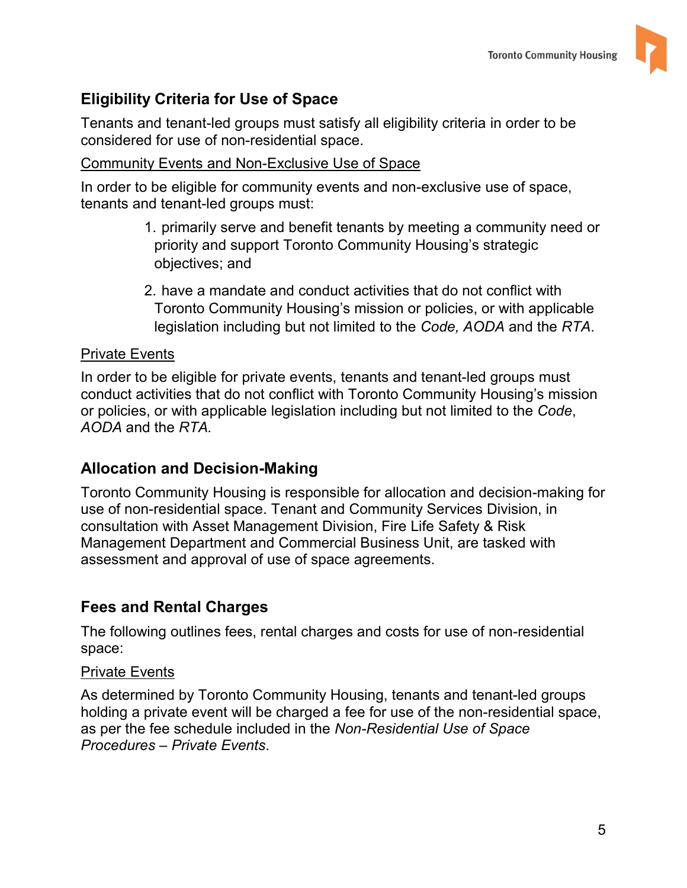## Eligibility Criteria for Use of Space

Tenants and tenant-led groups must satisfy all eligibility criteria in order to be considered for use of non-residential space.

Community Events and Non-Exclusive Use of Space

In order to be eligible for community events and non-exclusive use of space, tenants and tenant-led groups must:

1. primarily serve and benefit tenants by meeting a community need or priority and support Toronto Community Housing's strategic objectives; and
2. have a mandate and conduct activities that do not conflict with Toronto Community Housing's mission or policies, or with applicable legislation including but not limited to the *Code, AODA* and the *RTA*.

Private Events

In order to be eligible for private events, tenants and tenant-led groups must conduct activities that do not conflict with Toronto Community Housing's mission or policies, or with applicable legislation including but not limited to the *Code*, *AODA* and the *RTA.*

## Allocation and Decision-Making

Toronto Community Housing is responsible for allocation and decision-making for use of non-residential space. Tenant and Community Services Division, in consultation with Asset Management Division, Fire Life Safety & Risk Management Department and Commercial Business Unit, are tasked with assessment and approval of use of space agreements.

## Fees and Rental Charges

The following outlines fees, rental charges and costs for use of non-residential space:

Private Events

As determined by Toronto Community Housing, tenants and tenant-led groups holding a private event will be charged a fee for use of the non-residential space, as per the fee schedule included in the *Non-Residential Use of Space Procedures – Private Events*.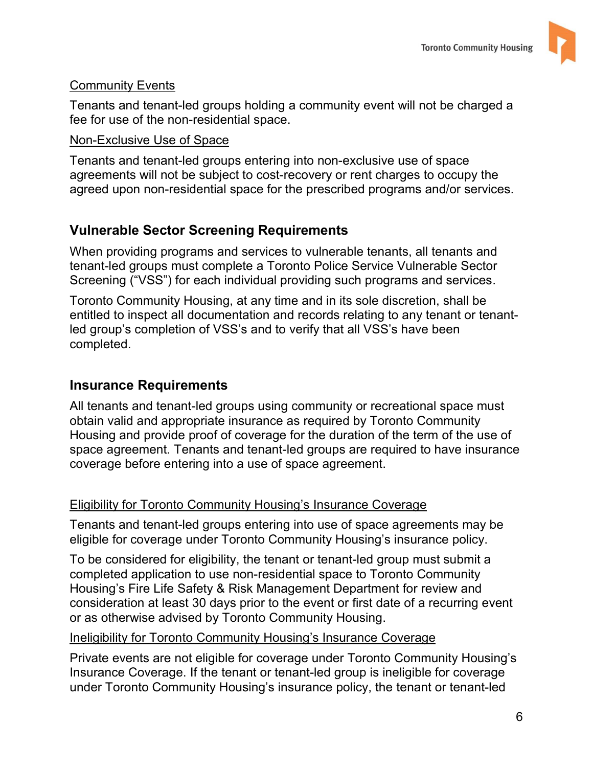Community Events

Tenants and tenant-led groups holding a community event will not be charged a fee for use of the non-residential space.

Non-Exclusive Use of Space

Tenants and tenant-led groups entering into non-exclusive use of space agreements will not be subject to cost-recovery or rent charges to occupy the agreed upon non-residential space for the prescribed programs and/or services.

## Vulnerable Sector Screening Requirements

When providing programs and services to vulnerable tenants, all tenants and tenant-led groups must complete a Toronto Police Service Vulnerable Sector Screening ("VSS") for each individual providing such programs and services.

Toronto Community Housing, at any time and in its sole discretion, shall be entitled to inspect all documentation and records relating to any tenant or tenant-led group's completion of VSS's and to verify that all VSS's have been completed.

## Insurance Requirements

All tenants and tenant-led groups using community or recreational space must obtain valid and appropriate insurance as required by Toronto Community Housing and provide proof of coverage for the duration of the term of the use of space agreement. Tenants and tenant-led groups are required to have insurance coverage before entering into a use of space agreement.

Eligibility for Toronto Community Housing's Insurance Coverage

Tenants and tenant-led groups entering into use of space agreements may be eligible for coverage under Toronto Community Housing's insurance policy.

To be considered for eligibility, the tenant or tenant-led group must submit a completed application to use non-residential space to Toronto Community Housing's Fire Life Safety & Risk Management Department for review and consideration at least 30 days prior to the event or first date of a recurring event or as otherwise advised by Toronto Community Housing.

Ineligibility for Toronto Community Housing's Insurance Coverage

Private events are not eligible for coverage under Toronto Community Housing's Insurance Coverage. If the tenant or tenant-led group is ineligible for coverage under Toronto Community Housing's insurance policy, the tenant or tenant-led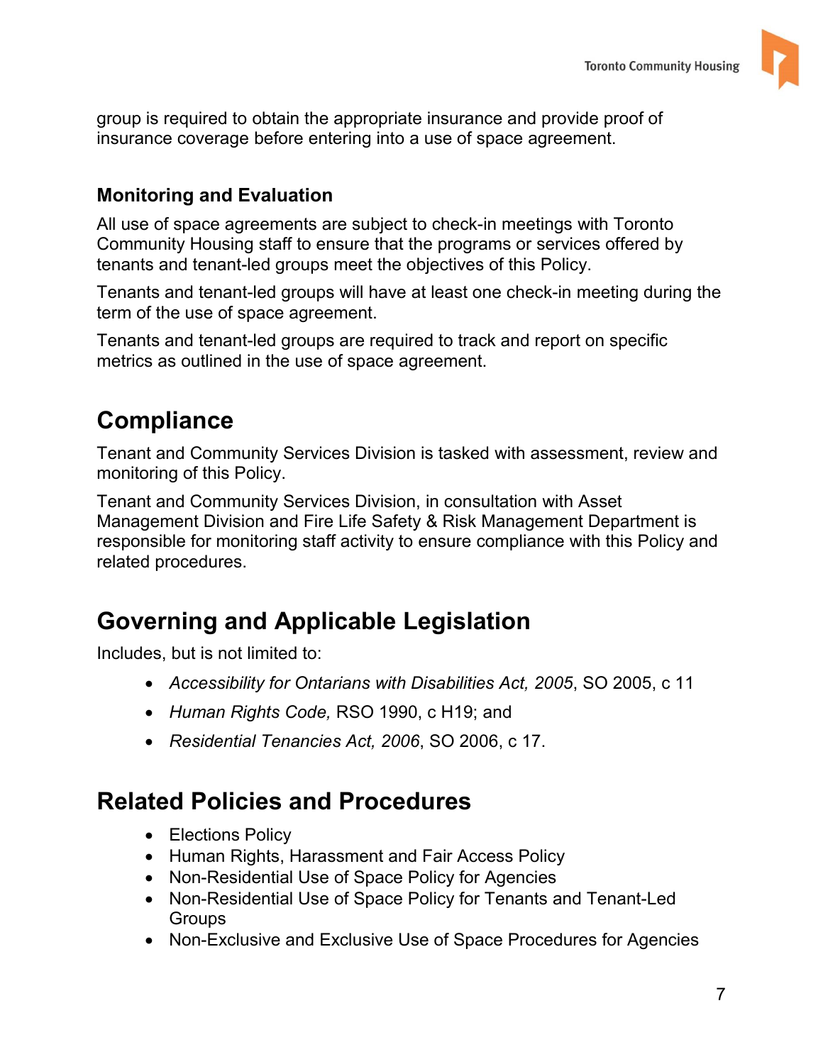group is required to obtain the appropriate insurance and provide proof of insurance coverage before entering into a use of space agreement.

### Monitoring and Evaluation

All use of space agreements are subject to check-in meetings with Toronto Community Housing staff to ensure that the programs or services offered by tenants and tenant-led groups meet the objectives of this Policy.

Tenants and tenant-led groups will have at least one check-in meeting during the term of the use of space agreement.

Tenants and tenant-led groups are required to track and report on specific metrics as outlined in the use of space agreement.

## Compliance

Tenant and Community Services Division is tasked with assessment, review and monitoring of this Policy.

Tenant and Community Services Division, in consultation with Asset Management Division and Fire Life Safety & Risk Management Department is responsible for monitoring staff activity to ensure compliance with this Policy and related procedures.

## Governing and Applicable Legislation

Includes, but is not limited to:

- *Accessibility for Ontarians with Disabilities Act, 2005*, SO 2005, c 11
- *Human Rights Code,* RSO 1990, c H19; and
- *Residential Tenancies Act, 2006*, SO 2006, c 17.

## Related Policies and Procedures

- Elections Policy
- Human Rights, Harassment and Fair Access Policy
- Non-Residential Use of Space Policy for Agencies
- Non-Residential Use of Space Policy for Tenants and Tenant-Led Groups
- Non-Exclusive and Exclusive Use of Space Procedures for Agencies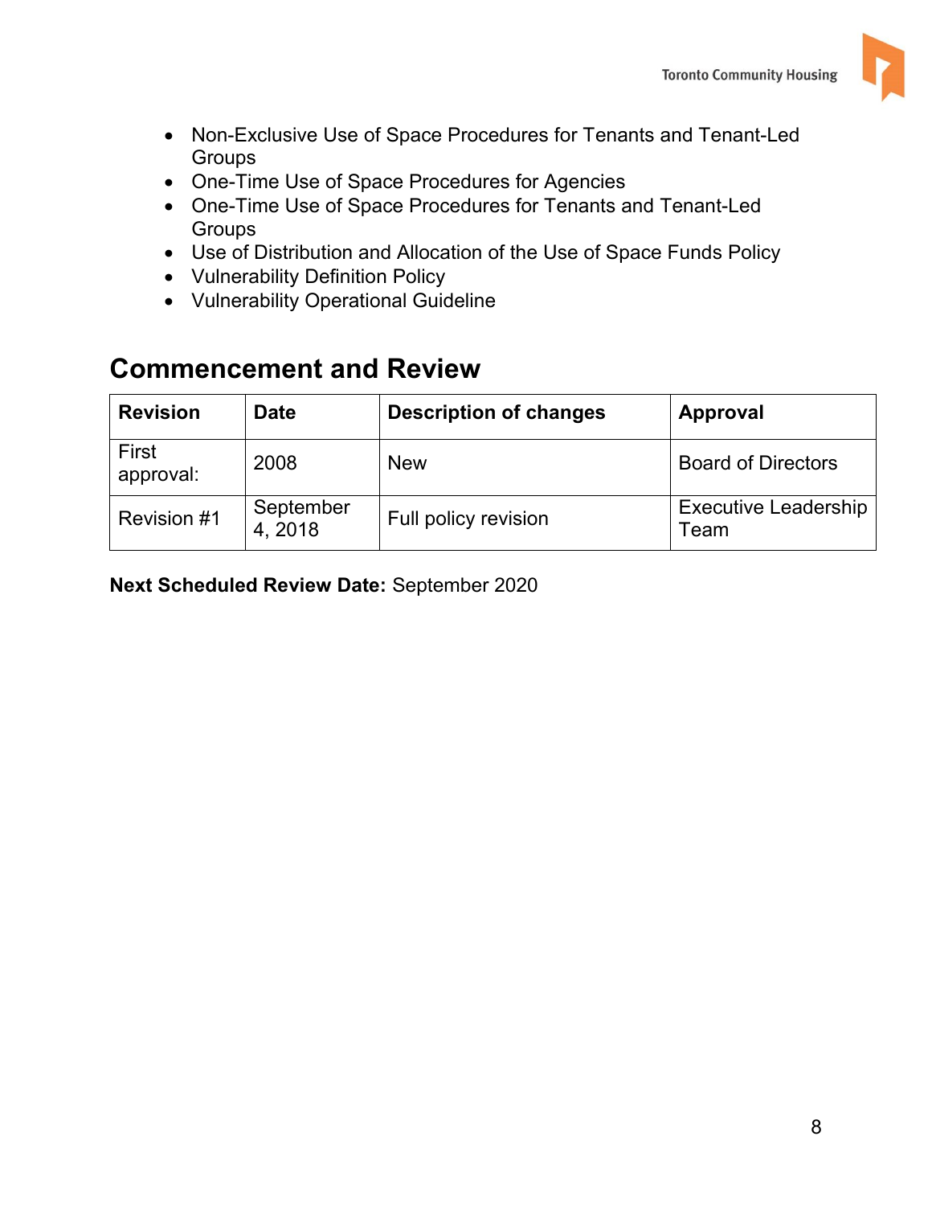- Non-Exclusive Use of Space Procedures for Tenants and Tenant-Led Groups
- One-Time Use of Space Procedures for Agencies
- One-Time Use of Space Procedures for Tenants and Tenant-Led Groups
- Use of Distribution and Allocation of the Use of Space Funds Policy
- Vulnerability Definition Policy
- Vulnerability Operational Guideline

## Commencement and Review

| Revision | Date | Description of changes | Approval |
| --- | --- | --- | --- |
| First approval: | 2008 | New | Board of Directors |
| Revision #1 | September 4, 2018 | Full policy revision | Executive Leadership Team |

**Next Scheduled Review Date:** September 2020